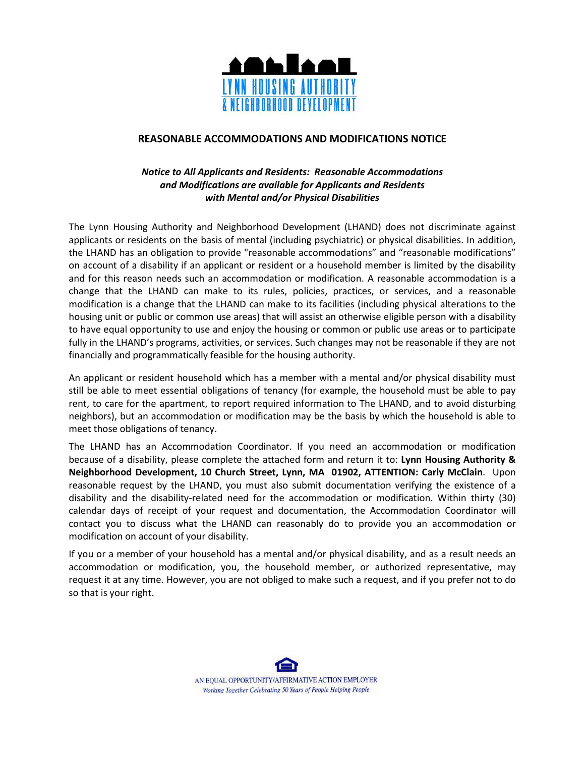LYNN HOUSING AUTHORITY
& NEIGHBORHOOD DEVELOPMENT

## REASONABLE ACCOMMODATIONS AND MODIFICATIONS NOTICE

***Notice to All Applicants and Residents: Reasonable Accommodations and Modifications are available for Applicants and Residents with Mental and/or Physical Disabilities***

The Lynn Housing Authority and Neighborhood Development (LHAND) does not discriminate against applicants or residents on the basis of mental (including psychiatric) or physical disabilities. In addition, the LHAND has an obligation to provide "reasonable accommodations" and "reasonable modifications" on account of a disability if an applicant or resident or a household member is limited by the disability and for this reason needs such an accommodation or modification. A reasonable accommodation is a change that the LHAND can make to its rules, policies, practices, or services, and a reasonable modification is a change that the LHAND can make to its facilities (including physical alterations to the housing unit or public or common use areas) that will assist an otherwise eligible person with a disability to have equal opportunity to use and enjoy the housing or common or public use areas or to participate fully in the LHAND's programs, activities, or services. Such changes may not be reasonable if they are not financially and programmatically feasible for the housing authority.

An applicant or resident household which has a member with a mental and/or physical disability must still be able to meet essential obligations of tenancy (for example, the household must be able to pay rent, to care for the apartment, to report required information to The LHAND, and to avoid disturbing neighbors), but an accommodation or modification may be the basis by which the household is able to meet those obligations of tenancy.

The LHAND has an Accommodation Coordinator. If you need an accommodation or modification because of a disability, please complete the attached form and return it to: **Lynn Housing Authority & Neighborhood Development, 10 Church Street, Lynn, MA 01902, ATTENTION: Carly McClain**. Upon reasonable request by the LHAND, you must also submit documentation verifying the existence of a disability and the disability-related need for the accommodation or modification. Within thirty (30) calendar days of receipt of your request and documentation, the Accommodation Coordinator will contact you to discuss what the LHAND can reasonably do to provide you an accommodation or modification on account of your disability.

If you or a member of your household has a mental and/or physical disability, and as a result needs an accommodation or modification, you, the household member, or authorized representative, may request it at any time. However, you are not obliged to make such a request, and if you prefer not to do so that is your right.

AN EQUAL OPPORTUNITY/AFFIRMATIVE ACTION EMPLOYER
*Working Together Celebrating 50 Years of People Helping People*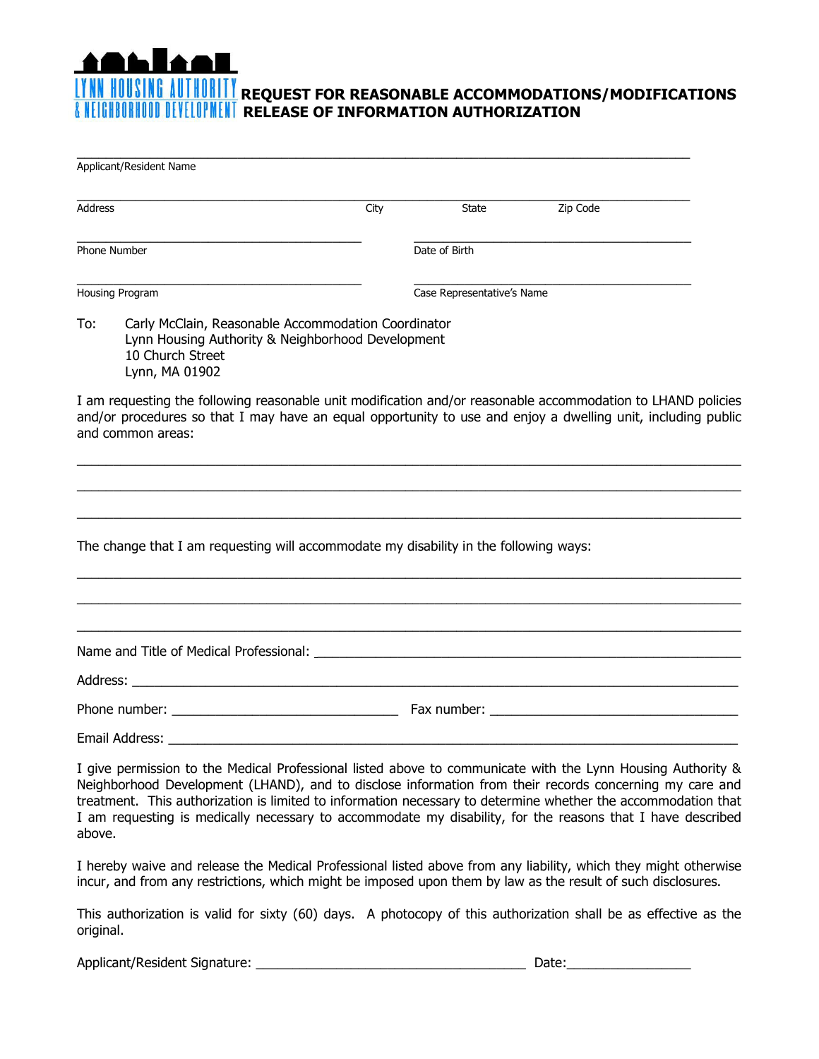LYNN HOUSING AUTHORITY & NEIGHBORHOOD DEVELOPMENT

# REQUEST FOR REASONABLE ACCOMMODATIONS/MODIFICATIONS RELEASE OF INFORMATION AUTHORIZATION

______________________________________________________________________________
Applicant/Resident Name

______________________________________________________________________________
Address City State Zip Code

____________________________________ ____________________________________
Phone Number Date of Birth

____________________________________ ____________________________________
Housing Program Case Representative's Name

To: Carly McClain, Reasonable Accommodation Coordinator
Lynn Housing Authority & Neighborhood Development
10 Church Street
Lynn, MA 01902

I am requesting the following reasonable unit modification and/or reasonable accommodation to LHAND policies and/or procedures so that I may have an equal opportunity to use and enjoy a dwelling unit, including public and common areas:

______________________________________________________________________________

______________________________________________________________________________

______________________________________________________________________________

The change that I am requesting will accommodate my disability in the following ways:

______________________________________________________________________________

______________________________________________________________________________

______________________________________________________________________________

Name and Title of Medical Professional: ________________________________________

Address: ______________________________________________________________

Phone number: ______________________ Fax number: _________________________

Email Address: __________________________________________________________

I give permission to the Medical Professional listed above to communicate with the Lynn Housing Authority & Neighborhood Development (LHAND), and to disclose information from their records concerning my care and treatment. This authorization is limited to information necessary to determine whether the accommodation that I am requesting is medically necessary to accommodate my disability, for the reasons that I have described above.

I hereby waive and release the Medical Professional listed above from any liability, which they might otherwise incur, and from any restrictions, which might be imposed upon them by law as the result of such disclosures.

This authorization is valid for sixty (60) days. A photocopy of this authorization shall be as effective as the original.

Applicant/Resident Signature: ___________________________ Date:______________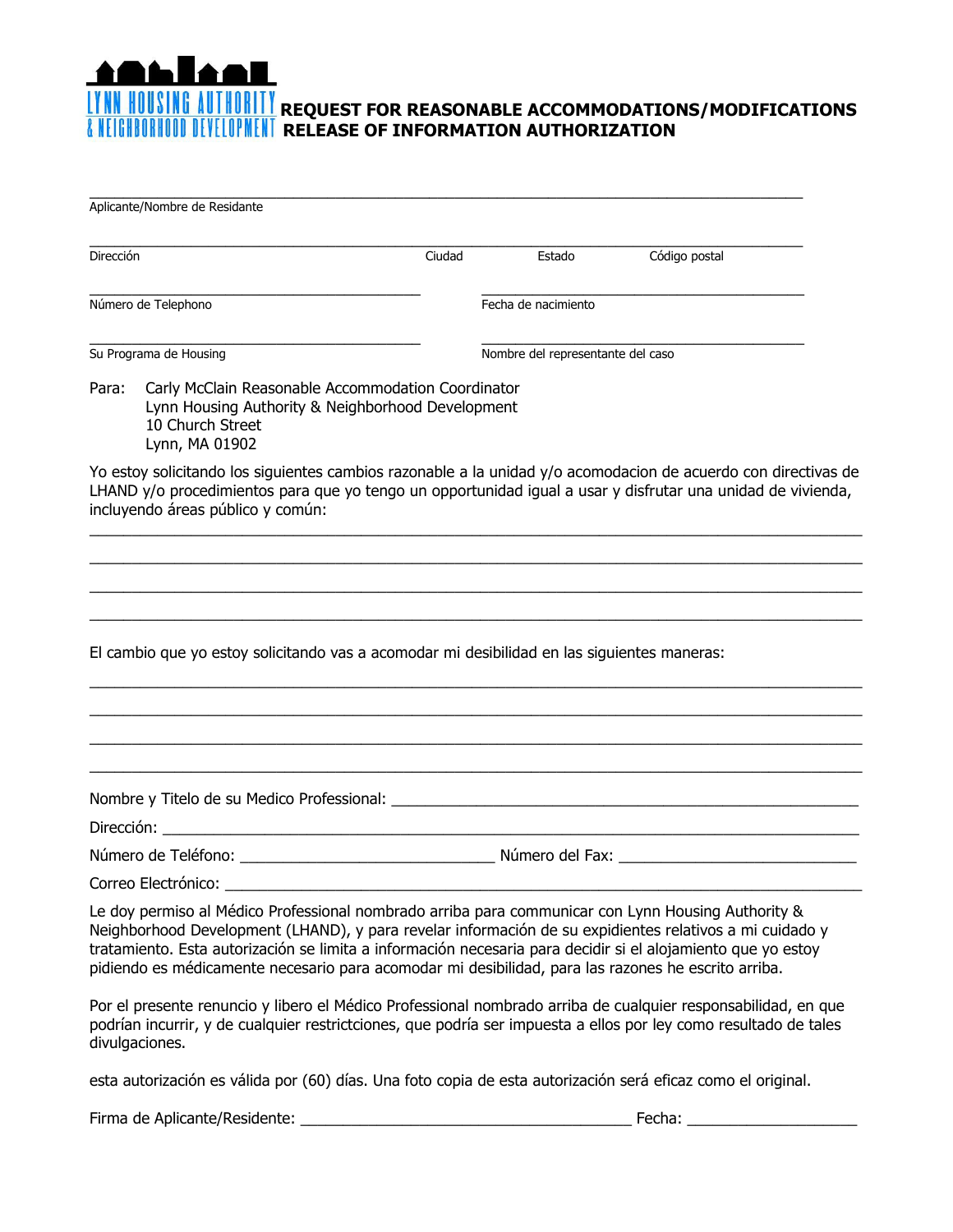LYNN HOUSING AUTHORITY & NEIGHBORHOOD DEVELOPMENT

# REQUEST FOR REASONABLE ACCOMMODATIONS/MODIFICATIONS RELEASE OF INFORMATION AUTHORIZATION

\_\_\_\_\_\_\_\_\_\_\_\_\_\_\_\_\_\_\_\_\_\_\_\_\_\_\_\_\_\_\_\_\_\_\_\_\_\_\_\_\_\_\_\_\_\_\_\_\_\_\_\_\_\_\_\_\_\_\_\_\_\_\_\_\_\_\_\_\_\_\_\_\_\_\_\_\_\_
Aplicante/Nombre de Residante

\_\_\_\_\_\_\_\_\_\_\_\_\_\_\_\_\_\_\_\_\_\_\_\_\_\_\_\_\_\_\_\_\_\_\_\_\_\_\_\_\_\_\_\_\_\_\_\_\_\_\_\_\_\_\_\_\_\_\_\_\_\_\_\_\_\_\_\_\_\_\_\_\_\_\_\_\_\_
Dirección Ciudad Estado Código postal

\_\_\_\_\_\_\_\_\_\_\_\_\_\_\_\_\_\_\_\_\_\_\_\_\_\_\_\_\_\_\_\_\_\_\_\_ \_\_\_\_\_\_\_\_\_\_\_\_\_\_\_\_\_\_\_\_\_\_\_\_\_\_\_\_\_\_\_\_\_\_\_\_
Número de Telephono Fecha de nacimiento

\_\_\_\_\_\_\_\_\_\_\_\_\_\_\_\_\_\_\_\_\_\_\_\_\_\_\_\_\_\_\_\_\_\_\_\_ \_\_\_\_\_\_\_\_\_\_\_\_\_\_\_\_\_\_\_\_\_\_\_\_\_\_\_\_\_\_\_\_\_\_\_\_
Su Programa de Housing Nombre del representante del caso

Para: Carly McClain Reasonable Accommodation Coordinator
Lynn Housing Authority & Neighborhood Development
10 Church Street
Lynn, MA 01902

Yo estoy solicitando los siguientes cambios razonable a la unidad y/o acomodacion de acuerdo con directivas de LHAND y/o procedimientos para que yo tengo un opportunidad igual a usar y disfrutar una unidad de vivienda, incluyendo áreas público y común:

\_\_\_\_\_\_\_\_\_\_\_\_\_\_\_\_\_\_\_\_\_\_\_\_\_\_\_\_\_\_\_\_\_\_\_\_\_\_\_\_\_\_\_\_\_\_\_\_\_\_\_\_\_\_\_\_\_\_\_\_\_\_\_\_\_\_\_\_\_\_\_\_\_\_\_\_\_\_\_\_\_\_
\_\_\_\_\_\_\_\_\_\_\_\_\_\_\_\_\_\_\_\_\_\_\_\_\_\_\_\_\_\_\_\_\_\_\_\_\_\_\_\_\_\_\_\_\_\_\_\_\_\_\_\_\_\_\_\_\_\_\_\_\_\_\_\_\_\_\_\_\_\_\_\_\_\_\_\_\_\_\_\_\_\_
\_\_\_\_\_\_\_\_\_\_\_\_\_\_\_\_\_\_\_\_\_\_\_\_\_\_\_\_\_\_\_\_\_\_\_\_\_\_\_\_\_\_\_\_\_\_\_\_\_\_\_\_\_\_\_\_\_\_\_\_\_\_\_\_\_\_\_\_\_\_\_\_\_\_\_\_\_\_\_\_\_\_
\_\_\_\_\_\_\_\_\_\_\_\_\_\_\_\_\_\_\_\_\_\_\_\_\_\_\_\_\_\_\_\_\_\_\_\_\_\_\_\_\_\_\_\_\_\_\_\_\_\_\_\_\_\_\_\_\_\_\_\_\_\_\_\_\_\_\_\_\_\_\_\_\_\_\_\_\_\_\_\_\_\_

El cambio que yo estoy solicitando vas a acomodar mi desibilidad en las siguientes maneras:

\_\_\_\_\_\_\_\_\_\_\_\_\_\_\_\_\_\_\_\_\_\_\_\_\_\_\_\_\_\_\_\_\_\_\_\_\_\_\_\_\_\_\_\_\_\_\_\_\_\_\_\_\_\_\_\_\_\_\_\_\_\_\_\_\_\_\_\_\_\_\_\_\_\_\_\_\_\_\_\_\_\_
\_\_\_\_\_\_\_\_\_\_\_\_\_\_\_\_\_\_\_\_\_\_\_\_\_\_\_\_\_\_\_\_\_\_\_\_\_\_\_\_\_\_\_\_\_\_\_\_\_\_\_\_\_\_\_\_\_\_\_\_\_\_\_\_\_\_\_\_\_\_\_\_\_\_\_\_\_\_\_\_\_\_
\_\_\_\_\_\_\_\_\_\_\_\_\_\_\_\_\_\_\_\_\_\_\_\_\_\_\_\_\_\_\_\_\_\_\_\_\_\_\_\_\_\_\_\_\_\_\_\_\_\_\_\_\_\_\_\_\_\_\_\_\_\_\_\_\_\_\_\_\_\_\_\_\_\_\_\_\_\_\_\_\_\_
\_\_\_\_\_\_\_\_\_\_\_\_\_\_\_\_\_\_\_\_\_\_\_\_\_\_\_\_\_\_\_\_\_\_\_\_\_\_\_\_\_\_\_\_\_\_\_\_\_\_\_\_\_\_\_\_\_\_\_\_\_\_\_\_\_\_\_\_\_\_\_\_\_\_\_\_\_\_\_\_\_\_

Nombre y Titelo de su Medico Professional: \_\_\_\_\_\_\_\_\_\_\_\_\_\_\_\_\_\_\_\_\_\_\_\_\_\_\_\_\_\_\_\_\_\_\_\_\_\_\_\_\_\_\_\_

Dirección: \_\_\_\_\_\_\_\_\_\_\_\_\_\_\_\_\_\_\_\_\_\_\_\_\_\_\_\_\_\_\_\_\_\_\_\_\_\_\_\_\_\_\_\_\_\_\_\_\_\_\_\_\_\_\_\_\_\_\_\_\_\_\_\_\_\_\_\_\_\_\_\_

Número de Teléfono: \_\_\_\_\_\_\_\_\_\_\_\_\_\_\_\_\_\_\_\_\_\_\_\_\_\_ Número del Fax: \_\_\_\_\_\_\_\_\_\_\_\_\_\_\_\_\_\_\_\_\_\_\_\_\_\_

Correo Electrónico: \_\_\_\_\_\_\_\_\_\_\_\_\_\_\_\_\_\_\_\_\_\_\_\_\_\_\_\_\_\_\_\_\_\_\_\_\_\_\_\_\_\_\_\_\_\_\_\_\_\_\_\_\_\_\_\_\_\_\_\_\_\_\_\_

Le doy permiso al Médico Professional nombrado arriba para communicar con Lynn Housing Authority & Neighborhood Development (LHAND), y para revelar información de su expidientes relativos a mi cuidado y tratamiento. Esta autorización se limita a información necesaria para decidir si el alojamiento que yo estoy pidiendo es médicamente necesario para acomodar mi desibilidad, para las razones he escrito arriba.

Por el presente renuncio y libero el Médico Professional nombrado arriba de cualquier responsabilidad, en que podrían incurrir, y de cualquier restrictciones, que podría ser impuesta a ellos por ley como resultado de tales divulgaciones.

esta autorización es válida por (60) días. Una foto copia de esta autorización será eficaz como el original.

Firma de Aplicante/Residente: \_\_\_\_\_\_\_\_\_\_\_\_\_\_\_\_\_\_\_\_\_\_\_\_\_\_\_\_\_\_\_\_\_\_\_\_ Fecha: \_\_\_\_\_\_\_\_\_\_\_\_\_\_\_\_\_\_